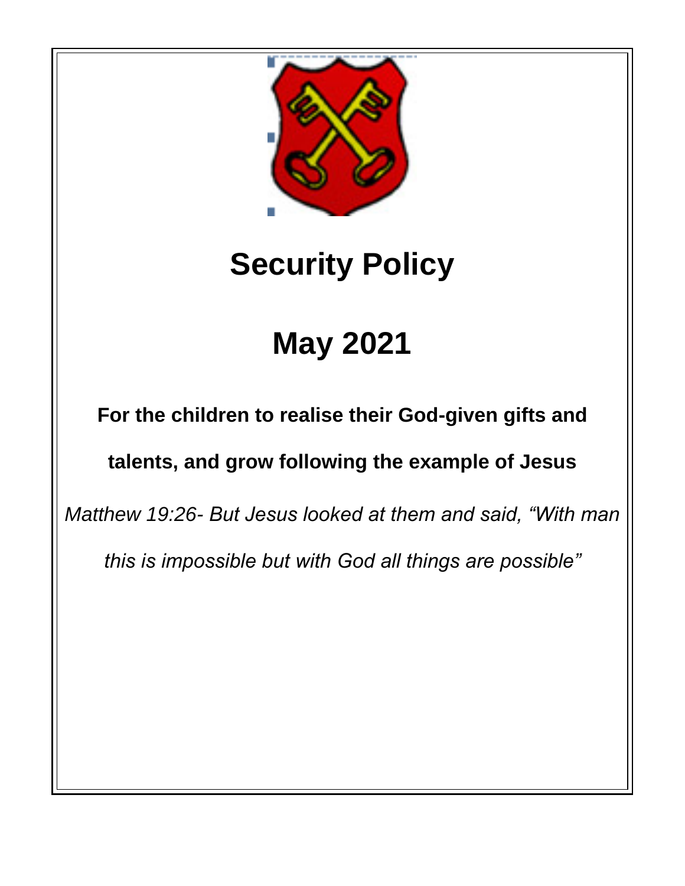# Security Policy

# May 2021

**For the children to realise their God-given gifts and talents, and grow following the example of Jesus**

*Matthew 19:26- But Jesus looked at them and said, "With man this is impossible but with God all things are possible"*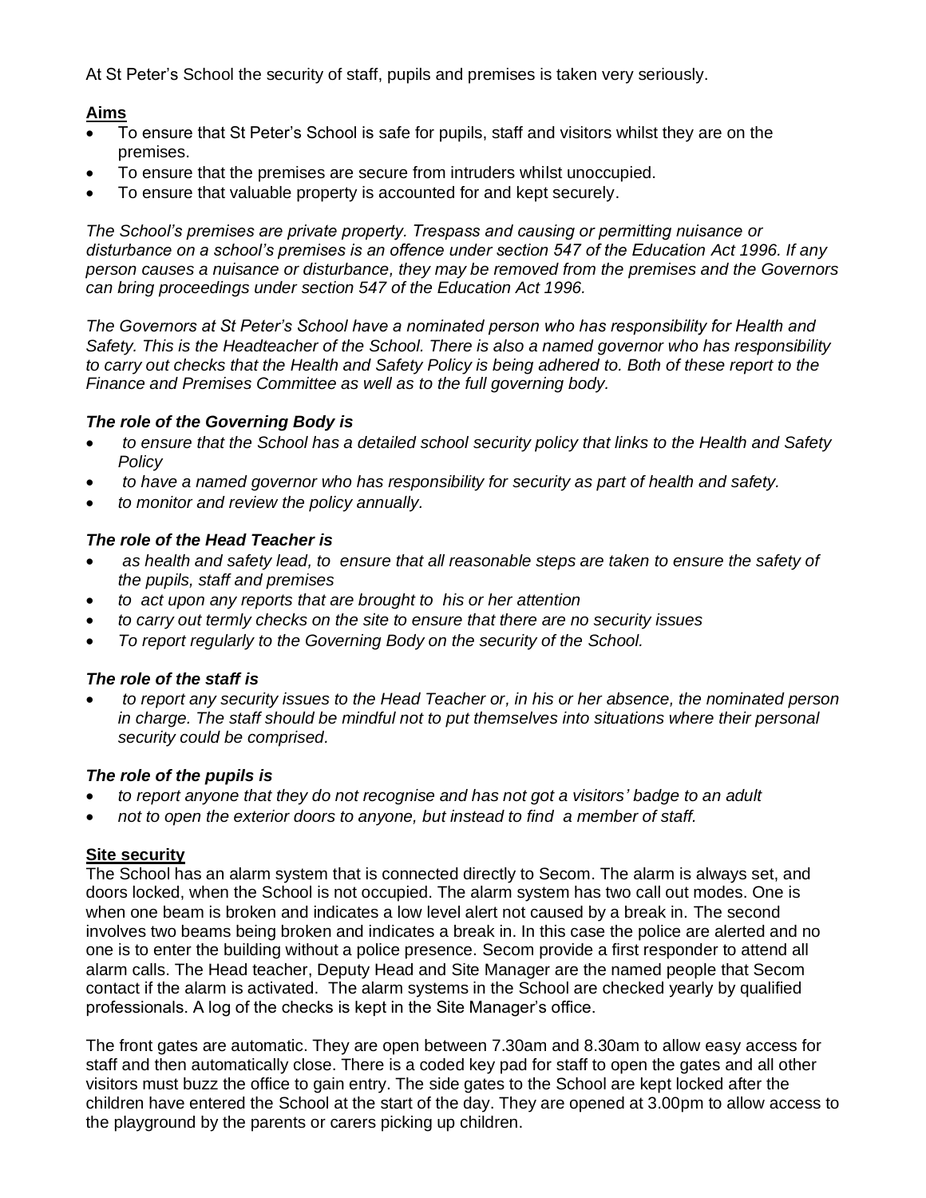At St Peter's School the security of staff, pupils and premises is taken very seriously.

**Aims**

- To ensure that St Peter's School is safe for pupils, staff and visitors whilst they are on the premises.
- To ensure that the premises are secure from intruders whilst unoccupied.
- To ensure that valuable property is accounted for and kept securely.

*The School's premises are private property. Trespass and causing or permitting nuisance or disturbance on a school's premises is an offence under section 547 of the Education Act 1996. If any person causes a nuisance or disturbance, they may be removed from the premises and the Governors can bring proceedings under section 547 of the Education Act 1996.*

*The Governors at St Peter's School have a nominated person who has responsibility for Health and Safety. This is the Headteacher of the School. There is also a named governor who has responsibility to carry out checks that the Health and Safety Policy is being adhered to. Both of these report to the Finance and Premises Committee as well as to the full governing body.*

***The role of the Governing Body is***

- *to ensure that the School has a detailed school security policy that links to the Health and Safety Policy*
- *to have a named governor who has responsibility for security as part of health and safety.*
- *to monitor and review the policy annually.*

***The role of the Head Teacher is***

- *as health and safety lead, to ensure that all reasonable steps are taken to ensure the safety of the pupils, staff and premises*
- *to act upon any reports that are brought to his or her attention*
- *to carry out termly checks on the site to ensure that there are no security issues*
- *To report regularly to the Governing Body on the security of the School.*

***The role of the staff is***

- *to report any security issues to the Head Teacher or, in his or her absence, the nominated person in charge. The staff should be mindful not to put themselves into situations where their personal security could be comprised.*

***The role of the pupils is***

- *to report anyone that they do not recognise and has not got a visitors' badge to an adult*
- *not to open the exterior doors to anyone, but instead to find a member of staff.*

**Site security**

The School has an alarm system that is connected directly to Secom. The alarm is always set, and doors locked, when the School is not occupied. The alarm system has two call out modes. One is when one beam is broken and indicates a low level alert not caused by a break in. The second involves two beams being broken and indicates a break in. In this case the police are alerted and no one is to enter the building without a police presence. Secom provide a first responder to attend all alarm calls. The Head teacher, Deputy Head and Site Manager are the named people that Secom contact if the alarm is activated. The alarm systems in the School are checked yearly by qualified professionals. A log of the checks is kept in the Site Manager's office.

The front gates are automatic. They are open between 7.30am and 8.30am to allow easy access for staff and then automatically close. There is a coded key pad for staff to open the gates and all other visitors must buzz the office to gain entry. The side gates to the School are kept locked after the children have entered the School at the start of the day. They are opened at 3.00pm to allow access to the playground by the parents or carers picking up children.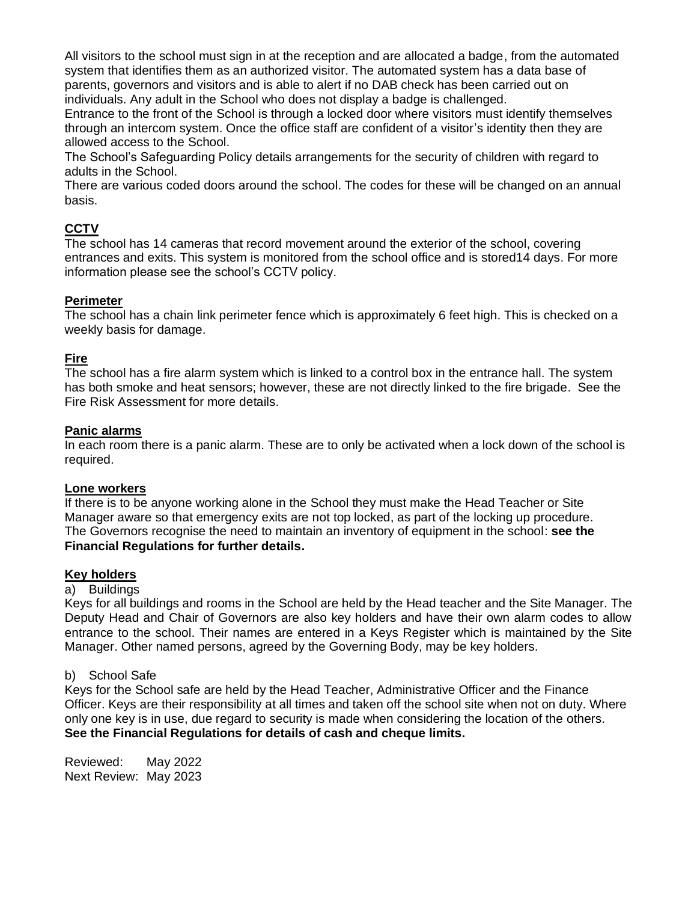All visitors to the school must sign in at the reception and are allocated a badge, from the automated system that identifies them as an authorized visitor. The automated system has a data base of parents, governors and visitors and is able to alert if no DAB check has been carried out on individuals. Any adult in the School who does not display a badge is challenged.

Entrance to the front of the School is through a locked door where visitors must identify themselves through an intercom system. Once the office staff are confident of a visitor's identity then they are allowed access to the School.

The School's Safeguarding Policy details arrangements for the security of children with regard to adults in the School.

There are various coded doors around the school. The codes for these will be changed on an annual basis.

## CCTV

The school has 14 cameras that record movement around the exterior of the school, covering entrances and exits. This system is monitored from the school office and is stored14 days. For more information please see the school's CCTV policy.

## Perimeter

The school has a chain link perimeter fence which is approximately 6 feet high. This is checked on a weekly basis for damage.

## Fire

The school has a fire alarm system which is linked to a control box in the entrance hall. The system has both smoke and heat sensors; however, these are not directly linked to the fire brigade. See the Fire Risk Assessment for more details.

## Panic alarms

In each room there is a panic alarm. These are to only be activated when a lock down of the school is required.

## Lone workers

If there is to be anyone working alone in the School they must make the Head Teacher or Site Manager aware so that emergency exits are not top locked, as part of the locking up procedure.

The Governors recognise the need to maintain an inventory of equipment in the school: **see the Financial Regulations for further details.**

## Key holders

a) Buildings

Keys for all buildings and rooms in the School are held by the Head teacher and the Site Manager. The Deputy Head and Chair of Governors are also key holders and have their own alarm codes to allow entrance to the school. Their names are entered in a Keys Register which is maintained by the Site Manager. Other named persons, agreed by the Governing Body, may be key holders.

b) School Safe

Keys for the School safe are held by the Head Teacher, Administrative Officer and the Finance Officer. Keys are their responsibility at all times and taken off the school site when not on duty. Where only one key is in use, due regard to security is made when considering the location of the others.
**See the Financial Regulations for details of cash and cheque limits.**

Reviewed: May 2022
Next Review: May 2023